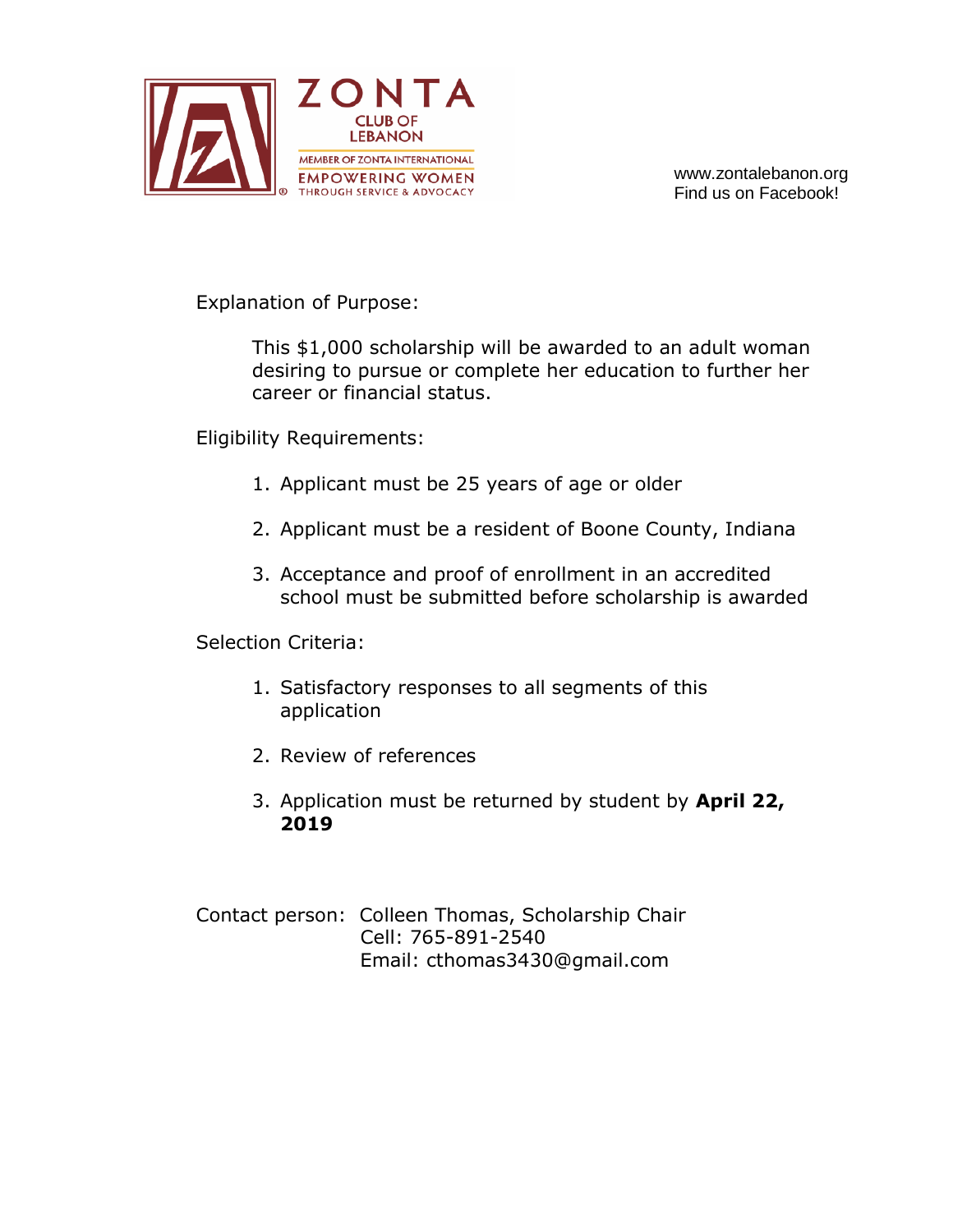ZONTA
CLUB OF LEBANON
MEMBER OF ZONTA INTERNATIONAL
EMPOWERING WOMEN
THROUGH SERVICE & ADVOCACY

www.zontalebanon.org
Find us on Facebook!

Explanation of Purpose:

This $1,000 scholarship will be awarded to an adult woman desiring to pursue or complete her education to further her career or financial status.

Eligibility Requirements:

1. Applicant must be 25 years of age or older
2. Applicant must be a resident of Boone County, Indiana
3. Acceptance and proof of enrollment in an accredited school must be submitted before scholarship is awarded

Selection Criteria:

1. Satisfactory responses to all segments of this application
2. Review of references
3. Application must be returned by student by **April 22, 2019**

Contact person: Colleen Thomas, Scholarship Chair
Cell: 765-891-2540
Email: cthomas3430@gmail.com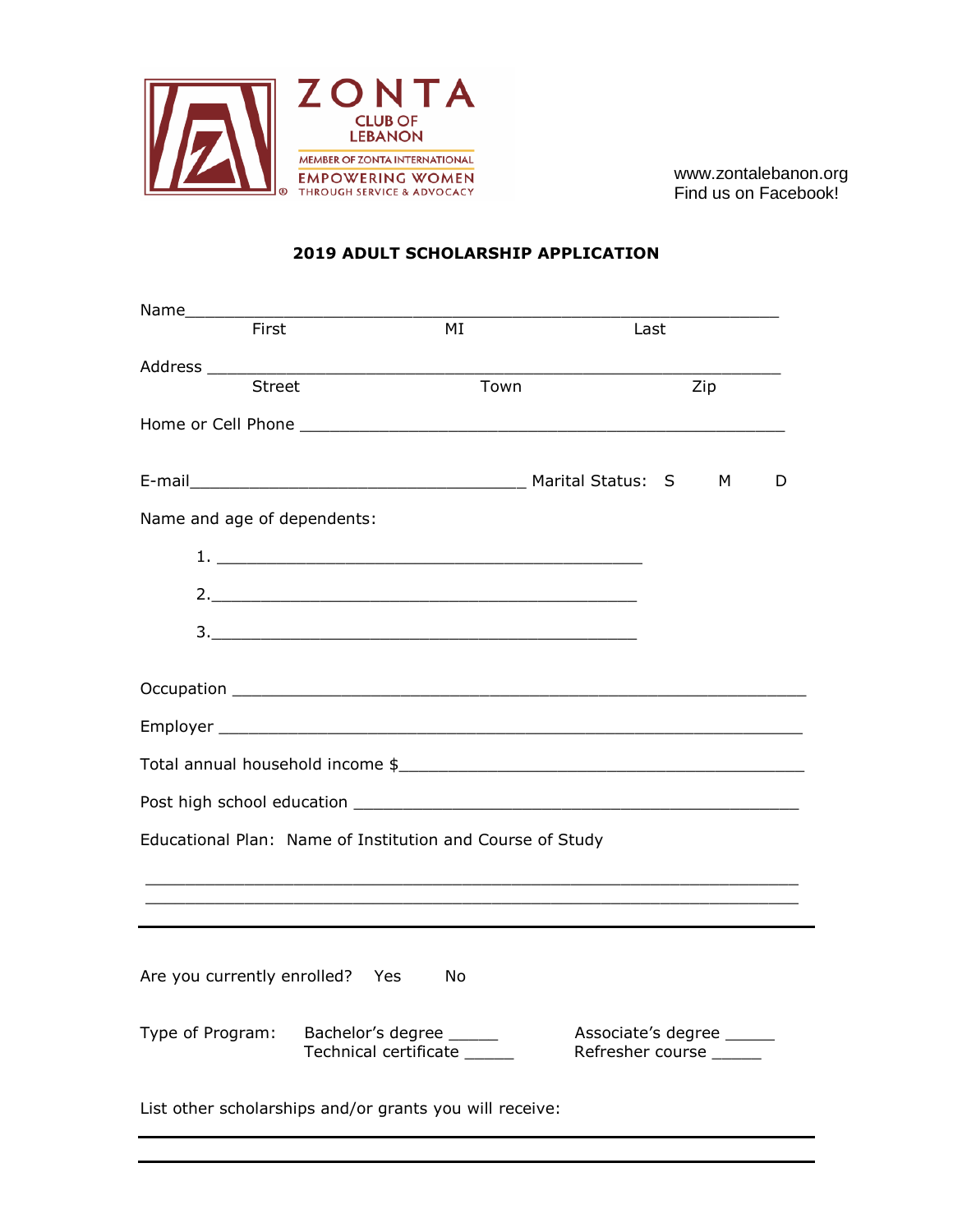ZONTA
CLUB OF
LEBANON

MEMBER OF ZONTA INTERNATIONAL
EMPOWERING WOMEN
THROUGH SERVICE & ADVOCACY

www.zontalebanon.org
Find us on Facebook!

## 2019 ADULT SCHOLARSHIP APPLICATION

Name_______________________________________________________________
First                    MI                    Last

Address ____________________________________________________________
Street                    Town                    Zip

Home or Cell Phone _________________________________________________

E-mail_________________________________ Marital Status:  S     M     D

Name and age of dependents:

1. ____________________________________________

2. ____________________________________________

3. ____________________________________________

Occupation _________________________________________________________

Employer ___________________________________________________________

Total annual household income $_____________________________________

Post high school education _________________________________________

Educational Plan:  Name of Institution and Course of Study

____________________________________________________________________

____________________________________________________________________

---

Are you currently enrolled?   Yes     No

Type of Program:   Bachelor's degree _____          Associate's degree _____
                   Technical certificate _____      Refresher course _____

List other scholarships and/or grants you will receive:

---

---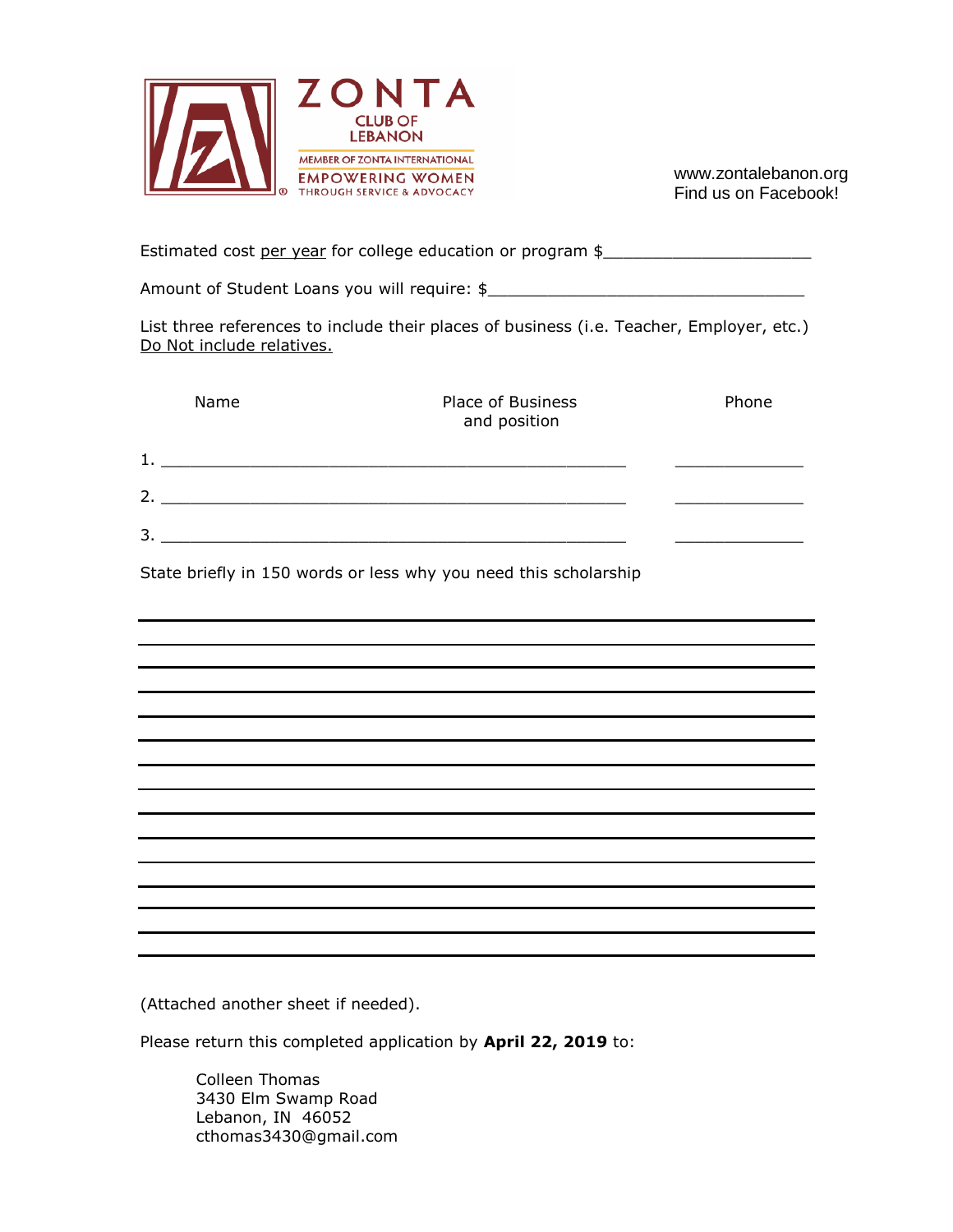ZONTA
CLUB OF LEBANON
MEMBER OF ZONTA INTERNATIONAL
EMPOWERING WOMEN THROUGH SERVICE & ADVOCACY

www.zontalebanon.org
Find us on Facebook!

Estimated cost per year for college education or program $_____________________

Amount of Student Loans you will require: $________________________________

List three references to include their places of business (i.e. Teacher, Employer, etc.) Do Not include relatives.

| Name | Place of Business and position | Phone |
|---|---|---|
| 1. ________________ | ________________ | ____________ |
| 2. ________________ | ________________ | ____________ |
| 3. ________________ | ________________ | ____________ |

State briefly in 150 words or less why you need this scholarship

______________________________________________________________________________

______________________________________________________________________________

______________________________________________________________________________

______________________________________________________________________________

______________________________________________________________________________

______________________________________________________________________________

______________________________________________________________________________

______________________________________________________________________________

______________________________________________________________________________

______________________________________________________________________________

______________________________________________________________________________

______________________________________________________________________________

______________________________________________________________________________

______________________________________________________________________________

(Attached another sheet if needed).

Please return this completed application by **April 22, 2019** to:

Colleen Thomas
3430 Elm Swamp Road
Lebanon, IN 46052
cthomas3430@gmail.com